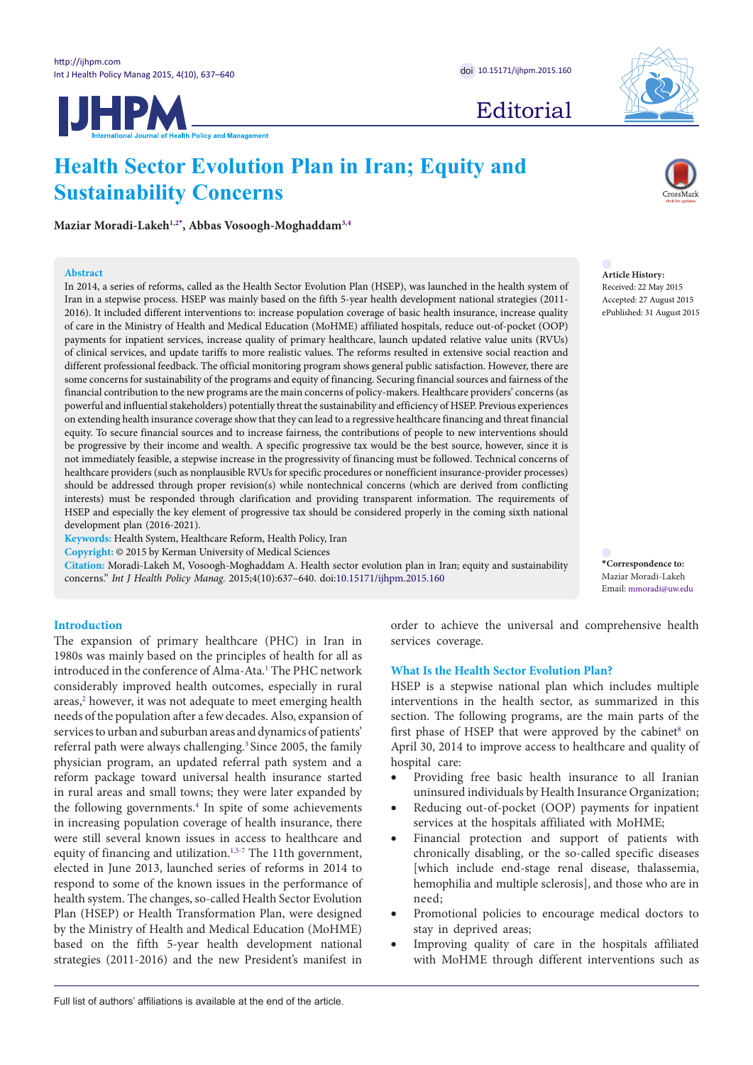# Health Sector Evolution Plan in Iran; Equity and Sustainability Concerns

**Maziar Moradi-Lakeh**[1,2*], **Abbas Vosoogh-Moghaddam**[3,4]

## Abstract

In 2014, a series of reforms, called as the Health Sector Evolution Plan (HSEP), was launched in the health system of Iran in a stepwise process. HSEP was mainly based on the fifth 5-year health development national strategies (2011-2016). It included different interventions to: increase population coverage of basic health insurance, increase quality of care in the Ministry of Health and Medical Education (MoHME) affiliated hospitals, reduce out-of-pocket (OOP) payments for inpatient services, increase quality of primary healthcare, launch updated relative value units (RVUs) of clinical services, and update tariffs to more realistic values. The reforms resulted in extensive social reaction and different professional feedback. The official monitoring program shows general public satisfaction. However, there are some concerns for sustainability of the programs and equity of financing. Securing financial sources and fairness of the financial contribution to the new programs are the main concerns of policy-makers. Healthcare providers' concerns (as powerful and influential stakeholders) potentially threat the sustainability and efficiency of HSEP. Previous experiences on extending health insurance coverage show that they can lead to a regressive healthcare financing and threat financial equity. To secure financial sources and to increase fairness, the contributions of people to new interventions should be progressive by their income and wealth. A specific progressive tax would be the best source, however, since it is not immediately feasible, a stepwise increase in the progressivity of financing must be followed. Technical concerns of healthcare providers (such as nonplausible RVUs for specific procedures or nonefficient insurance-provider processes) should be addressed through proper revision(s) while nontechnical concerns (which are derived from conflicting interests) must be responded through clarification and providing transparent information. The requirements of HSEP and especially the key element of progressive tax should be considered properly in the coming sixth national development plan (2016-2021).

**Keywords:** Health System, Healthcare Reform, Health Policy, Iran

**Copyright:** © 2015 by Kerman University of Medical Sciences

**Citation:** Moradi-Lakeh M, Vosoogh-Moghaddam A. Health sector evolution plan in Iran; equity and sustainability concerns." *Int J Health Policy Manag.* 2015;4(10):637–640. doi:10.15171/ijhpm.2015.160

**Article History:**
Received: 22 May 2015
Accepted: 27 August 2015
ePublished: 31 August 2015

**\*Correspondence to:**
Maziar Moradi-Lakeh
Email: mmoradi@uw.edu

## Introduction

The expansion of primary healthcare (PHC) in Iran in 1980s was mainly based on the principles of health for all as introduced in the conference of Alma-Ata.[1] The PHC network considerably improved health outcomes, especially in rural areas,[2] however, it was not adequate to meet emerging health needs of the population after a few decades. Also, expansion of services to urban and suburban areas and dynamics of patients' referral path were always challenging.[3] Since 2005, the family physician program, an updated referral path system and a reform package toward universal health insurance started in rural areas and small towns; they were later expanded by the following governments.[4] In spite of some achievements in increasing population coverage of health insurance, there were still several known issues in access to healthcare and equity of financing and utilization.[1,5-7] The 11th government, elected in June 2013, launched series of reforms in 2014 to respond to some of the known issues in the performance of health system. The changes, so-called Health Sector Evolution Plan (HSEP) or Health Transformation Plan, were designed by the Ministry of Health and Medical Education (MoHME) based on the fifth 5-year health development national strategies (2011-2016) and the new President's manifest in order to achieve the universal and comprehensive health services coverage.

## What Is the Health Sector Evolution Plan?

HSEP is a stepwise national plan which includes multiple interventions in the health sector, as summarized in this section. The following programs, are the main parts of the first phase of HSEP that were approved by the cabinet[8] on April 30, 2014 to improve access to healthcare and quality of hospital care:

- Providing free basic health insurance to all Iranian uninsured individuals by Health Insurance Organization;
- Reducing out-of-pocket (OOP) payments for inpatient services at the hospitals affiliated with MoHME;
- Financial protection and support of patients with chronically disabling, or the so-called specific diseases [which include end-stage renal disease, thalassemia, hemophilia and multiple sclerosis], and those who are in need;
- Promotional policies to encourage medical doctors to stay in deprived areas;
- Improving quality of care in the hospitals affiliated with MoHME through different interventions such as

Full list of authors' affiliations is available at the end of the article.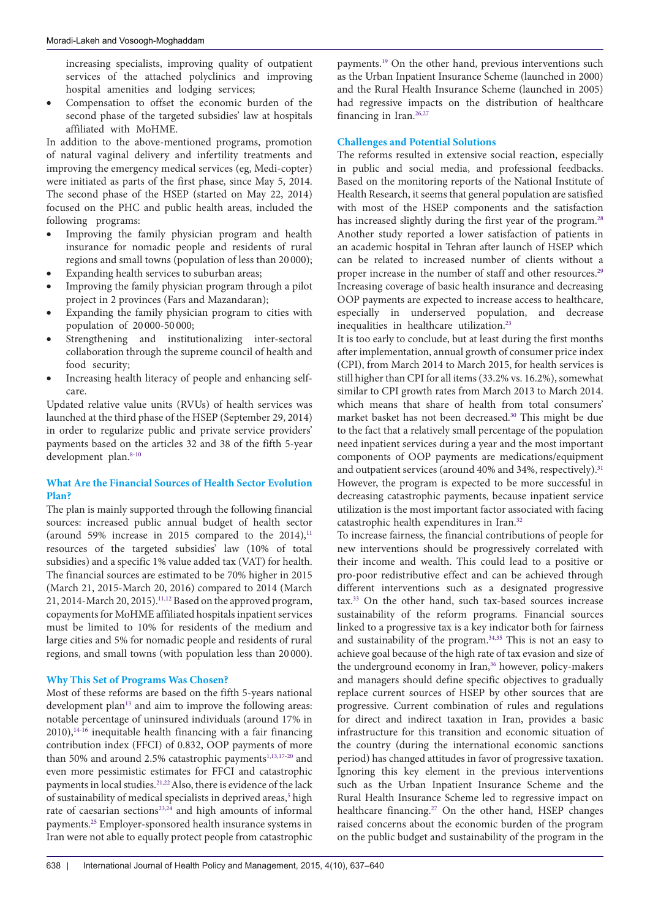increasing specialists, improving quality of outpatient services of the attached polyclinics and improving hospital amenities and lodging services;

- Compensation to offset the economic burden of the second phase of the targeted subsidies' law at hospitals affiliated with MoHME.

In addition to the above-mentioned programs, promotion of natural vaginal delivery and infertility treatments and improving the emergency medical services (eg, Medi-copter) were initiated as parts of the first phase, since May 5, 2014. The second phase of the HSEP (started on May 22, 2014) focused on the PHC and public health areas, included the following programs:

- Improving the family physician program and health insurance for nomadic people and residents of rural regions and small towns (population of less than 20 000);
- Expanding health services to suburban areas;
- Improving the family physician program through a pilot project in 2 provinces (Fars and Mazandaran);
- Expanding the family physician program to cities with population of 20 000-50 000;
- Strengthening and institutionalizing inter-sectoral collaboration through the supreme council of health and food security;
- Increasing health literacy of people and enhancing self-care.

Updated relative value units (RVUs) of health services was launched at the third phase of the HSEP (September 29, 2014) in order to regularize public and private service providers' payments based on the articles 32 and 38 of the fifth 5-year development plan.[8-10]

### What Are the Financial Sources of Health Sector Evolution Plan?

The plan is mainly supported through the following financial sources: increased public annual budget of health sector (around 59% increase in 2015 compared to the 2014),[11] resources of the targeted subsidies' law (10% of total subsidies) and a specific 1% value added tax (VAT) for health. The financial sources are estimated to be 70% higher in 2015 (March 21, 2015-March 20, 2016) compared to 2014 (March 21, 2014-March 20, 2015).[11,12] Based on the approved program, copayments for MoHME affiliated hospitals inpatient services must be limited to 10% for residents of the medium and large cities and 5% for nomadic people and residents of rural regions, and small towns (with population less than 20 000).

### Why This Set of Programs Was Chosen?

Most of these reforms are based on the fifth 5-years national development plan[13] and aim to improve the following areas: notable percentage of uninsured individuals (around 17% in 2010),[14-16] inequitable health financing with a fair financing contribution index (FFCI) of 0.832, OOP payments of more than 50% and around 2.5% catastrophic payments[1,13,17-20] and even more pessimistic estimates for FFCI and catastrophic payments in local studies.[21,22] Also, there is evidence of the lack of sustainability of medical specialists in deprived areas,[5] high rate of caesarian sections[23,24] and high amounts of informal payments.[25] Employer-sponsored health insurance systems in Iran were not able to equally protect people from catastrophic payments.[19] On the other hand, previous interventions such as the Urban Inpatient Insurance Scheme (launched in 2000) and the Rural Health Insurance Scheme (launched in 2005) had regressive impacts on the distribution of healthcare financing in Iran.[26,27]

### Challenges and Potential Solutions

The reforms resulted in extensive social reaction, especially in public and social media, and professional feedbacks. Based on the monitoring reports of the National Institute of Health Research, it seems that general population are satisfied with most of the HSEP components and the satisfaction has increased slightly during the first year of the program.[28] Another study reported a lower satisfaction of patients in an academic hospital in Tehran after launch of HSEP which can be related to increased number of clients without a proper increase in the number of staff and other resources.[29] Increasing coverage of basic health insurance and decreasing OOP payments are expected to increase access to healthcare, especially in underserved population, and decrease inequalities in healthcare utilization.[23]

It is too early to conclude, but at least during the first months after implementation, annual growth of consumer price index (CPI), from March 2014 to March 2015, for health services is still higher than CPI for all items (33.2% vs. 16.2%), somewhat similar to CPI growth rates from March 2013 to March 2014. which means that share of health from total consumers' market basket has not been decreased.[30] This might be due to the fact that a relatively small percentage of the population need inpatient services during a year and the most important components of OOP payments are medications/equipment and outpatient services (around 40% and 34%, respectively).[31] However, the program is expected to be more successful in decreasing catastrophic payments, because inpatient service utilization is the most important factor associated with facing catastrophic health expenditures in Iran.[32]

To increase fairness, the financial contributions of people for new interventions should be progressively correlated with their income and wealth. This could lead to a positive or pro-poor redistributive effect and can be achieved through different interventions such as a designated progressive tax.[33] On the other hand, such tax-based sources increase sustainability of the reform programs. Financial sources linked to a progressive tax is a key indicator both for fairness and sustainability of the program.[34,35] This is not an easy to achieve goal because of the high rate of tax evasion and size of the underground economy in Iran,[36] however, policy-makers and managers should define specific objectives to gradually replace current sources of HSEP by other sources that are progressive. Current combination of rules and regulations for direct and indirect taxation in Iran, provides a basic infrastructure for this transition and economic situation of the country (during the international economic sanctions period) has changed attitudes in favor of progressive taxation. Ignoring this key element in the previous interventions such as the Urban Inpatient Insurance Scheme and the Rural Health Insurance Scheme led to regressive impact on healthcare financing.[27] On the other hand, HSEP changes raised concerns about the economic burden of the program on the public budget and sustainability of the program in the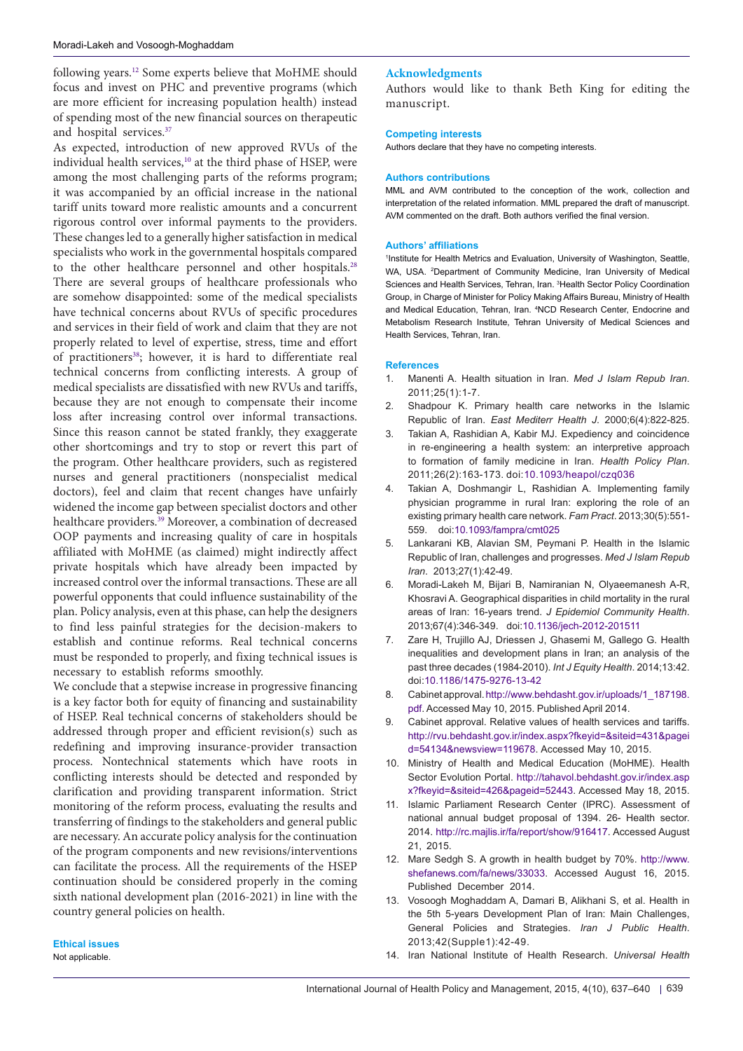following years.[12] Some experts believe that MoHME should focus and invest on PHC and preventive programs (which are more efficient for increasing population health) instead of spending most of the new financial sources on therapeutic and hospital services.[37]

As expected, introduction of new approved RVUs of the individual health services,[10] at the third phase of HSEP, were among the most challenging parts of the reforms program; it was accompanied by an official increase in the national tariff units toward more realistic amounts and a concurrent rigorous control over informal payments to the providers. These changes led to a generally higher satisfaction in medical specialists who work in the governmental hospitals compared to the other healthcare personnel and other hospitals.[28] There are several groups of healthcare professionals who are somehow disappointed: some of the medical specialists have technical concerns about RVUs of specific procedures and services in their field of work and claim that they are not properly related to level of expertise, stress, time and effort of practitioners[38]; however, it is hard to differentiate real technical concerns from conflicting interests. A group of medical specialists are dissatisfied with new RVUs and tariffs, because they are not enough to compensate their income loss after increasing control over informal transactions. Since this reason cannot be stated frankly, they exaggerate other shortcomings and try to stop or revert this part of the program. Other healthcare providers, such as registered nurses and general practitioners (nonspecialist medical doctors), feel and claim that recent changes have unfairly widened the income gap between specialist doctors and other healthcare providers.[39] Moreover, a combination of decreased OOP payments and increasing quality of care in hospitals affiliated with MoHME (as claimed) might indirectly affect private hospitals which have already been impacted by increased control over the informal transactions. These are all powerful opponents that could influence sustainability of the plan. Policy analysis, even at this phase, can help the designers to find less painful strategies for the decision-makers to establish and continue reforms. Real technical concerns must be responded to properly, and fixing technical issues is necessary to establish reforms smoothly.

We conclude that a stepwise increase in progressive financing is a key factor both for equity of financing and sustainability of HSEP. Real technical concerns of stakeholders should be addressed through proper and efficient revision(s) such as redefining and improving insurance-provider transaction process. Nontechnical statements which have roots in conflicting interests should be detected and responded by clarification and providing transparent information. Strict monitoring of the reform process, evaluating the results and transferring of findings to the stakeholders and general public are necessary. An accurate policy analysis for the continuation of the program components and new revisions/interventions can facilitate the process. All the requirements of the HSEP continuation should be considered properly in the coming sixth national development plan (2016-2021) in line with the country general policies on health.

#### Ethical issues
Not applicable.

### Acknowledgments
Authors would like to thank Beth King for editing the manuscript.

#### Competing interests
Authors declare that they have no competing interests.

#### Authors contributions
MML and AVM contributed to the conception of the work, collection and interpretation of the related information. MML prepared the draft of manuscript. AVM commented on the draft. Both authors verified the final version.

#### Authors' affiliations
[1]Institute for Health Metrics and Evaluation, University of Washington, Seattle, WA, USA. [2]Department of Community Medicine, Iran University of Medical Sciences and Health Services, Tehran, Iran. [3]Health Sector Policy Coordination Group, in Charge of Minister for Policy Making Affairs Bureau, Ministry of Health and Medical Education, Tehran, Iran. [4]NCD Research Center, Endocrine and Metabolism Research Institute, Tehran University of Medical Sciences and Health Services, Tehran, Iran.

#### References
1. Manenti A. Health situation in Iran. *Med J Islam Repub Iran*. 2011;25(1):1-7.
2. Shadpour K. Primary health care networks in the Islamic Republic of Iran. *East Mediterr Health J*. 2000;6(4):822-825.
3. Takian A, Rashidian A, Kabir MJ. Expediency and coincidence in re-engineering a health system: an interpretive approach to formation of family medicine in Iran. *Health Policy Plan*. 2011;26(2):163-173. doi:10.1093/heapol/czq036
4. Takian A, Doshmangir L, Rashidian A. Implementing family physician programme in rural Iran: exploring the role of an existing primary health care network. *Fam Pract*. 2013;30(5):551-559. doi:10.1093/fampra/cmt025
5. Lankarani KB, Alavian SM, Peymani P. Health in the Islamic Republic of Iran, challenges and progresses. *Med J Islam Repub Iran*. 2013;27(1):42-49.
6. Moradi-Lakeh M, Bijari B, Namiranian N, Olyaeemanesh A-R, Khosravi A. Geographical disparities in child mortality in the rural areas of Iran: 16-years trend. *J Epidemiol Community Health*. 2013;67(4):346-349. doi:10.1136/jech-2012-201511
7. Zare H, Trujillo AJ, Driessen J, Ghasemi M, Gallego G. Health inequalities and development plans in Iran; an analysis of the past three decades (1984-2010). *Int J Equity Health*. 2014;13:42. doi:10.1186/1475-9276-13-42
8. Cabinet approval. http://www.behdasht.gov.ir/uploads/1_187198.pdf. Accessed May 10, 2015. Published April 2014.
9. Cabinet approval. Relative values of health services and tariffs. http://rvu.behdasht.gov.ir/index.aspx?fkeyid=&siteid=431&pageid=54134&newsview=119678. Accessed May 10, 2015.
10. Ministry of Health and Medical Education (MoHME). Health Sector Evolution Portal. http://tahavol.behdasht.gov.ir/index.aspx?fkeyid=&siteid=426&pageid=52443. Accessed May 18, 2015.
11. Islamic Parliament Research Center (IPRC). Assessment of national annual budget proposal of 1394. 26- Health sector. 2014. http://rc.majlis.ir/fa/report/show/916417. Accessed August 21, 2015.
12. Mare Sedgh S. A growth in health budget by 70%. http://www.shefanews.com/fa/news/33033. Accessed August 16, 2015. Published December 2014.
13. Vosoogh Moghaddam A, Damari B, Alikhani S, et al. Health in the 5th 5-years Development Plan of Iran: Main Challenges, General Policies and Strategies. *Iran J Public Health*. 2013;42(Supple1):42-49.
14. Iran National Institute of Health Research. *Universal Health*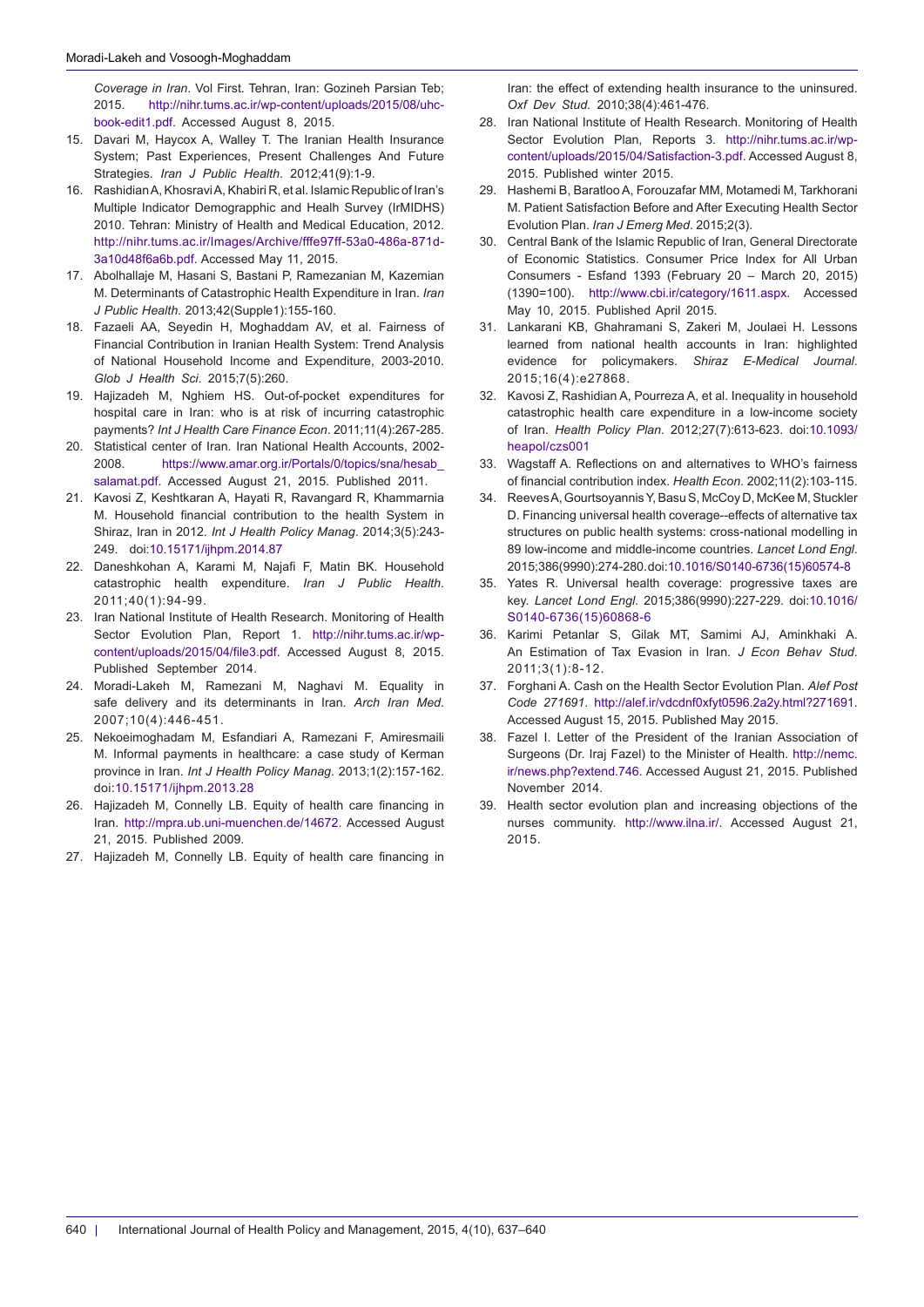*Coverage in Iran*. Vol First. Tehran, Iran: Gozineh Parsian Teb; 2015. http://nihr.tums.ac.ir/wp-content/uploads/2015/08/uhc-book-edit1.pdf. Accessed August 8, 2015.

15. Davari M, Haycox A, Walley T. The Iranian Health Insurance System; Past Experiences, Present Challenges And Future Strategies. *Iran J Public Health*. 2012;41(9):1-9.
16. Rashidian A, Khosravi A, Khabiri R, et al. Islamic Republic of Iran's Multiple Indicator Demograpphic and Healh Survey (IrMIDHS) 2010. Tehran: Ministry of Health and Medical Education, 2012. http://nihr.tums.ac.ir/Images/Archive/fffe97ff-53a0-486a-871d-3a10d48f6a6b.pdf. Accessed May 11, 2015.
17. Abolhallaje M, Hasani S, Bastani P, Ramezanian M, Kazemian M. Determinants of Catastrophic Health Expenditure in Iran. *Iran J Public Health*. 2013;42(Supple1):155-160.
18. Fazaeli AA, Seyedin H, Moghaddam AV, et al. Fairness of Financial Contribution in Iranian Health System: Trend Analysis of National Household Income and Expenditure, 2003-2010. *Glob J Health Sci*. 2015;7(5):260.
19. Hajizadeh M, Nghiem HS. Out-of-pocket expenditures for hospital care in Iran: who is at risk of incurring catastrophic payments? *Int J Health Care Finance Econ*. 2011;11(4):267-285.
20. Statistical center of Iran. Iran National Health Accounts, 2002-2008. https://www.amar.org.ir/Portals/0/topics/sna/hesab_salamat.pdf. Accessed August 21, 2015. Published 2011.
21. Kavosi Z, Keshtkaran A, Hayati R, Ravangard R, Khammarnia M. Household financial contribution to the health System in Shiraz, Iran in 2012. *Int J Health Policy Manag*. 2014;3(5):243-249. doi:10.15171/ijhpm.2014.87
22. Daneshkohan A, Karami M, Najafi F, Matin BK. Household catastrophic health expenditure. *Iran J Public Health*. 2011;40(1):94-99.
23. Iran National Institute of Health Research. Monitoring of Health Sector Evolution Plan, Report 1. http://nihr.tums.ac.ir/wp-content/uploads/2015/04/file3.pdf. Accessed August 8, 2015. Published September 2014.
24. Moradi-Lakeh M, Ramezani M, Naghavi M. Equality in safe delivery and its determinants in Iran. *Arch Iran Med*. 2007;10(4):446-451.
25. Nekoeimoghadam M, Esfandiari A, Ramezani F, Amiresmaili M. Informal payments in healthcare: a case study of Kerman province in Iran. *Int J Health Policy Manag*. 2013;1(2):157-162. doi:10.15171/ijhpm.2013.28
26. Hajizadeh M, Connelly LB. Equity of health care financing in Iran. http://mpra.ub.uni-muenchen.de/14672. Accessed August 21, 2015. Published 2009.
27. Hajizadeh M, Connelly LB. Equity of health care financing in Iran: the effect of extending health insurance to the uninsured. *Oxf Dev Stud*. 2010;38(4):461-476.
28. Iran National Institute of Health Research. Monitoring of Health Sector Evolution Plan, Reports 3. http://nihr.tums.ac.ir/wp-content/uploads/2015/04/Satisfaction-3.pdf. Accessed August 8, 2015. Published winter 2015.
29. Hashemi B, Baratloo A, Forouzafar MM, Motamedi M, Tarkhorani M. Patient Satisfaction Before and After Executing Health Sector Evolution Plan. *Iran J Emerg Med*. 2015;2(3).
30. Central Bank of the Islamic Republic of Iran, General Directorate of Economic Statistics. Consumer Price Index for All Urban Consumers - Esfand 1393 (February 20 – March 20, 2015) (1390=100). http://www.cbi.ir/category/1611.aspx. Accessed May 10, 2015. Published April 2015.
31. Lankarani KB, Ghahramani S, Zakeri M, Joulaei H. Lessons learned from national health accounts in Iran: highlighted evidence for policymakers. *Shiraz E-Medical Journal*. 2015;16(4):e27868.
32. Kavosi Z, Rashidian A, Pourreza A, et al. Inequality in household catastrophic health care expenditure in a low-income society of Iran. *Health Policy Plan*. 2012;27(7):613-623. doi:10.1093/heapol/czs001
33. Wagstaff A. Reflections on and alternatives to WHO's fairness of financial contribution index. *Health Econ*. 2002;11(2):103-115.
34. Reeves A, Gourtsoyannis Y, Basu S, McCoy D, McKee M, Stuckler D. Financing universal health coverage--effects of alternative tax structures on public health systems: cross-national modelling in 89 low-income and middle-income countries. *Lancet Lond Engl*. 2015;386(9990):274-280.doi:10.1016/S0140-6736(15)60574-8
35. Yates R. Universal health coverage: progressive taxes are key. *Lancet Lond Engl*. 2015;386(9990):227-229. doi:10.1016/S0140-6736(15)60868-6
36. Karimi Petanlar S, Gilak MT, Samimi AJ, Aminkhaki A. An Estimation of Tax Evasion in Iran. *J Econ Behav Stud*. 2011;3(1):8-12.
37. Forghani A. Cash on the Health Sector Evolution Plan. *Alef Post Code 271691*. http://alef.ir/vdcdnf0xfyt0596.2a2y.html?271691. Accessed August 15, 2015. Published May 2015.
38. Fazel I. Letter of the President of the Iranian Association of Surgeons (Dr. Iraj Fazel) to the Minister of Health. http://nemc.ir/news.php?extend.746. Accessed August 21, 2015. Published November 2014.
39. Health sector evolution plan and increasing objections of the nurses community. http://www.ilna.ir/. Accessed August 21, 2015.